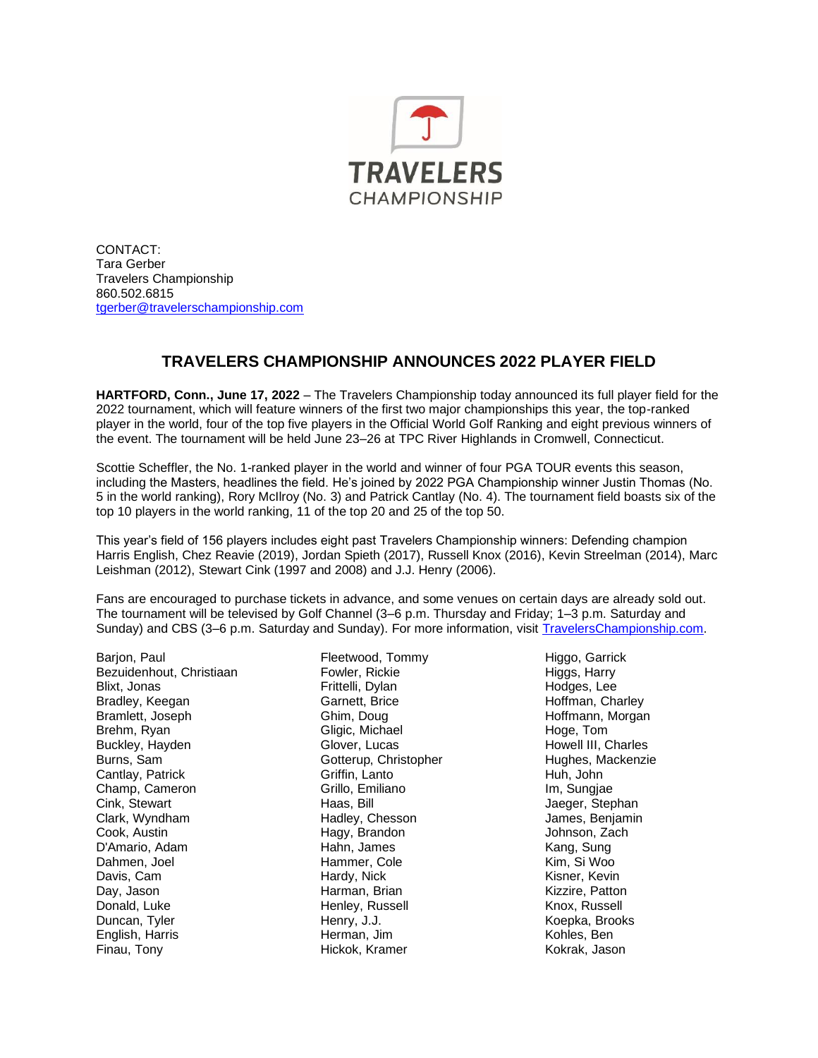TRAVELERS CHAMPIONSHIP

CONTACT:
Tara Gerber
Travelers Championship
860.502.6815
tgerber@travelerschampionship.com

## TRAVELERS CHAMPIONSHIP ANNOUNCES 2022 PLAYER FIELD

**HARTFORD, Conn., June 17, 2022** – The Travelers Championship today announced its full player field for the 2022 tournament, which will feature winners of the first two major championships this year, the top-ranked player in the world, four of the top five players in the Official World Golf Ranking and eight previous winners of the event. The tournament will be held June 23–26 at TPC River Highlands in Cromwell, Connecticut.

Scottie Scheffler, the No. 1-ranked player in the world and winner of four PGA TOUR events this season, including the Masters, headlines the field. He's joined by 2022 PGA Championship winner Justin Thomas (No. 5 in the world ranking), Rory McIlroy (No. 3) and Patrick Cantlay (No. 4). The tournament field boasts six of the top 10 players in the world ranking, 11 of the top 20 and 25 of the top 50.

This year's field of 156 players includes eight past Travelers Championship winners: Defending champion Harris English, Chez Reavie (2019), Jordan Spieth (2017), Russell Knox (2016), Kevin Streelman (2014), Marc Leishman (2012), Stewart Cink (1997 and 2008) and J.J. Henry (2006).

Fans are encouraged to purchase tickets in advance, and some venues on certain days are already sold out. The tournament will be televised by Golf Channel (3–6 p.m. Thursday and Friday; 1–3 p.m. Saturday and Sunday) and CBS (3–6 p.m. Saturday and Sunday). For more information, visit TravelersChampionship.com.

Barjon, Paul
Bezuidenhout, Christiaan
Blixt, Jonas
Bradley, Keegan
Bramlett, Joseph
Brehm, Ryan
Buckley, Hayden
Burns, Sam
Cantlay, Patrick
Champ, Cameron
Cink, Stewart
Clark, Wyndham
Cook, Austin
D'Amario, Adam
Dahmen, Joel
Davis, Cam
Day, Jason
Donald, Luke
Duncan, Tyler
English, Harris
Finau, Tony
Fleetwood, Tommy
Fowler, Rickie
Frittelli, Dylan
Garnett, Brice
Ghim, Doug
Gligic, Michael
Glover, Lucas
Gotterup, Christopher
Griffin, Lanto
Grillo, Emiliano
Haas, Bill
Hadley, Chesson
Hagy, Brandon
Hahn, James
Hammer, Cole
Hardy, Nick
Harman, Brian
Henley, Russell
Henry, J.J.
Herman, Jim
Hickok, Kramer
Higgo, Garrick
Higgs, Harry
Hodges, Lee
Hoffman, Charley
Hoffmann, Morgan
Hoge, Tom
Howell III, Charles
Hughes, Mackenzie
Huh, John
Im, Sungjae
Jaeger, Stephan
James, Benjamin
Johnson, Zach
Kang, Sung
Kim, Si Woo
Kisner, Kevin
Kizzire, Patton
Knox, Russell
Koepka, Brooks
Kohles, Ben
Kokrak, Jason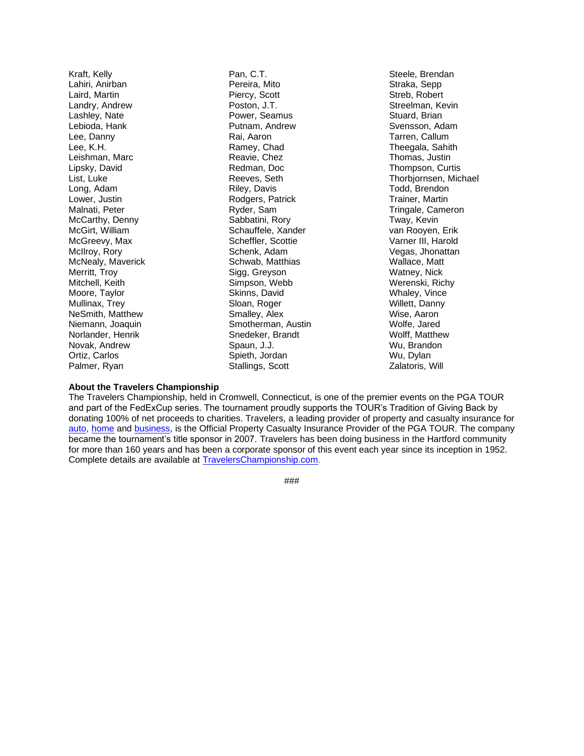Kraft, Kelly
Lahiri, Anirban
Laird, Martin
Landry, Andrew
Lashley, Nate
Lebioda, Hank
Lee, Danny
Lee, K.H.
Leishman, Marc
Lipsky, David
List, Luke
Long, Adam
Lower, Justin
Malnati, Peter
McCarthy, Denny
McGirt, William
McGreevy, Max
McIlroy, Rory
McNealy, Maverick
Merritt, Troy
Mitchell, Keith
Moore, Taylor
Mullinax, Trey
NeSmith, Matthew
Niemann, Joaquin
Norlander, Henrik
Novak, Andrew
Ortiz, Carlos
Palmer, Ryan
Pan, C.T.
Pereira, Mito
Piercy, Scott
Poston, J.T.
Power, Seamus
Putnam, Andrew
Rai, Aaron
Ramey, Chad
Reavie, Chez
Redman, Doc
Reeves, Seth
Riley, Davis
Rodgers, Patrick
Ryder, Sam
Sabbatini, Rory
Schauffele, Xander
Scheffler, Scottie
Schenk, Adam
Schwab, Matthias
Sigg, Greyson
Simpson, Webb
Skinns, David
Sloan, Roger
Smalley, Alex
Smotherman, Austin
Snedeker, Brandt
Spaun, J.J.
Spieth, Jordan
Stallings, Scott
Steele, Brendan
Straka, Sepp
Streb, Robert
Streelman, Kevin
Stuard, Brian
Svensson, Adam
Tarren, Callum
Theegala, Sahith
Thomas, Justin
Thompson, Curtis
Thorbjornsen, Michael
Todd, Brendon
Trainer, Martin
Tringale, Cameron
Tway, Kevin
van Rooyen, Erik
Varner III, Harold
Vegas, Jhonattan
Wallace, Matt
Watney, Nick
Werenski, Richy
Whaley, Vince
Willett, Danny
Wise, Aaron
Wolfe, Jared
Wolff, Matthew
Wu, Brandon
Wu, Dylan
Zalatoris, Will

**About the Travelers Championship**

The Travelers Championship, held in Cromwell, Connecticut, is one of the premier events on the PGA TOUR and part of the FedExCup series. The tournament proudly supports the TOUR's Tradition of Giving Back by donating 100% of net proceeds to charities. Travelers, a leading provider of property and casualty insurance for auto, home and business, is the Official Property Casualty Insurance Provider of the PGA TOUR. The company became the tournament's title sponsor in 2007. Travelers has been doing business in the Hartford community for more than 160 years and has been a corporate sponsor of this event each year since its inception in 1952. Complete details are available at TravelersChampionship.com.

###